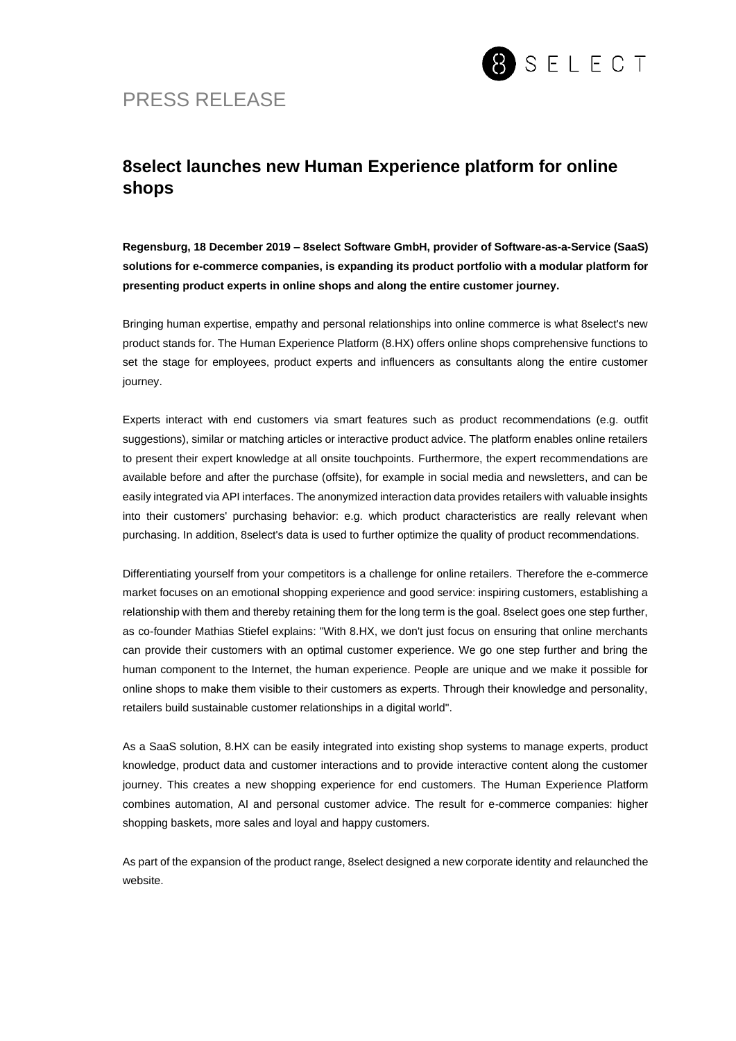PRESS RELEASE

# 8select launches new Human Experience platform for online shops

**Regensburg, 18 December 2019 – 8select Software GmbH, provider of Software-as-a-Service (SaaS) solutions for e-commerce companies, is expanding its product portfolio with a modular platform for presenting product experts in online shops and along the entire customer journey.**

Bringing human expertise, empathy and personal relationships into online commerce is what 8select's new product stands for. The Human Experience Platform (8.HX) offers online shops comprehensive functions to set the stage for employees, product experts and influencers as consultants along the entire customer journey.

Experts interact with end customers via smart features such as product recommendations (e.g. outfit suggestions), similar or matching articles or interactive product advice. The platform enables online retailers to present their expert knowledge at all onsite touchpoints. Furthermore, the expert recommendations are available before and after the purchase (offsite), for example in social media and newsletters, and can be easily integrated via API interfaces. The anonymized interaction data provides retailers with valuable insights into their customers' purchasing behavior: e.g. which product characteristics are really relevant when purchasing. In addition, 8select's data is used to further optimize the quality of product recommendations.

Differentiating yourself from your competitors is a challenge for online retailers. Therefore the e-commerce market focuses on an emotional shopping experience and good service: inspiring customers, establishing a relationship with them and thereby retaining them for the long term is the goal. 8select goes one step further, as co-founder Mathias Stiefel explains: "With 8.HX, we don't just focus on ensuring that online merchants can provide their customers with an optimal customer experience. We go one step further and bring the human component to the Internet, the human experience. People are unique and we make it possible for online shops to make them visible to their customers as experts. Through their knowledge and personality, retailers build sustainable customer relationships in a digital world".

As a SaaS solution, 8.HX can be easily integrated into existing shop systems to manage experts, product knowledge, product data and customer interactions and to provide interactive content along the customer journey. This creates a new shopping experience for end customers. The Human Experience Platform combines automation, AI and personal customer advice. The result for e-commerce companies: higher shopping baskets, more sales and loyal and happy customers.

As part of the expansion of the product range, 8select designed a new corporate identity and relaunched the website.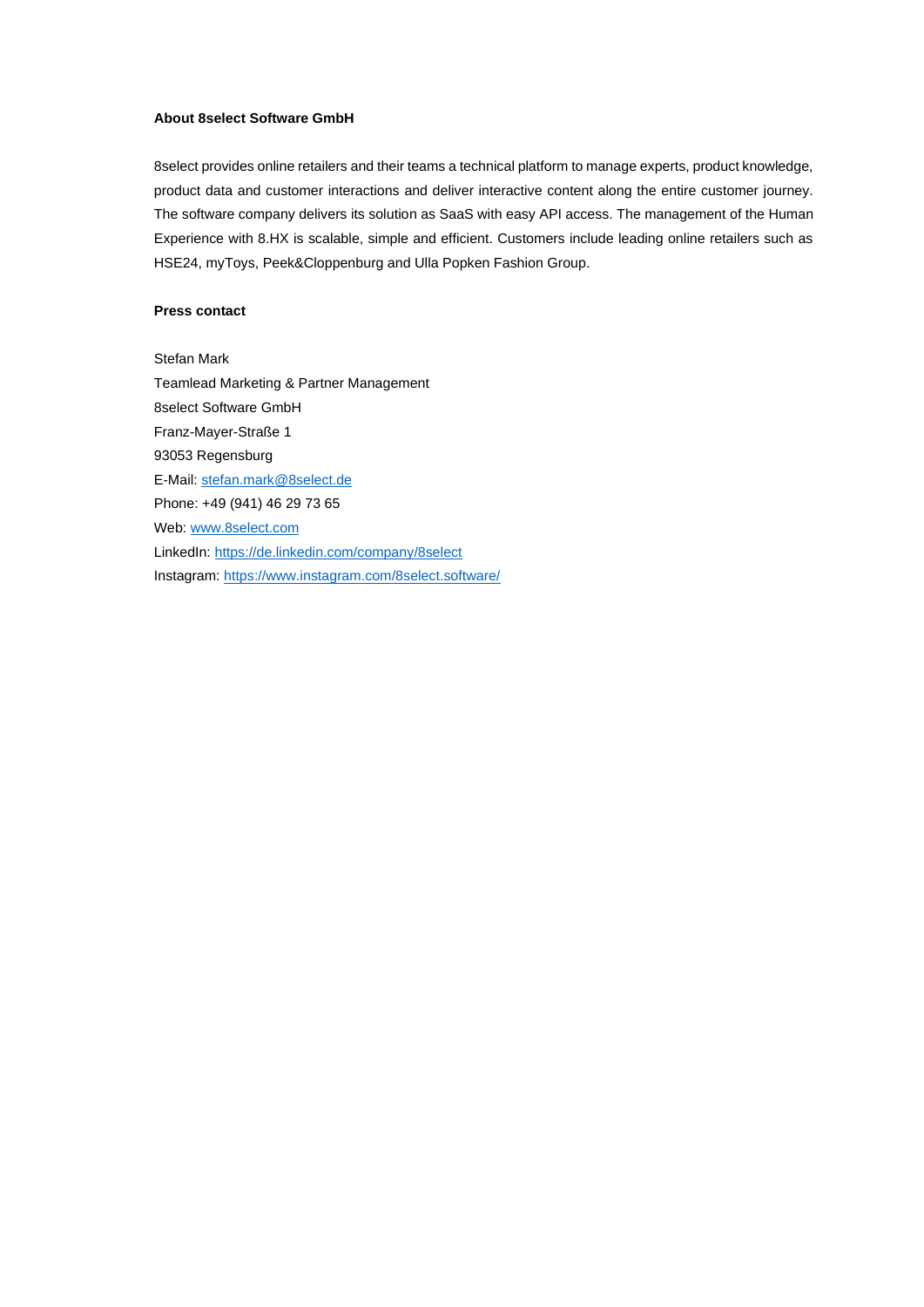**About 8select Software GmbH**

8select provides online retailers and their teams a technical platform to manage experts, product knowledge, product data and customer interactions and deliver interactive content along the entire customer journey. The software company delivers its solution as SaaS with easy API access. The management of the Human Experience with 8.HX is scalable, simple and efficient. Customers include leading online retailers such as HSE24, myToys, Peek&Cloppenburg and Ulla Popken Fashion Group.

**Press contact**

Stefan Mark
Teamlead Marketing & Partner Management
8select Software GmbH
Franz-Mayer-Straße 1
93053 Regensburg
E-Mail: stefan.mark@8select.de
Phone: +49 (941) 46 29 73 65
Web: www.8select.com
LinkedIn: https://de.linkedin.com/company/8select
Instagram: https://www.instagram.com/8select.software/